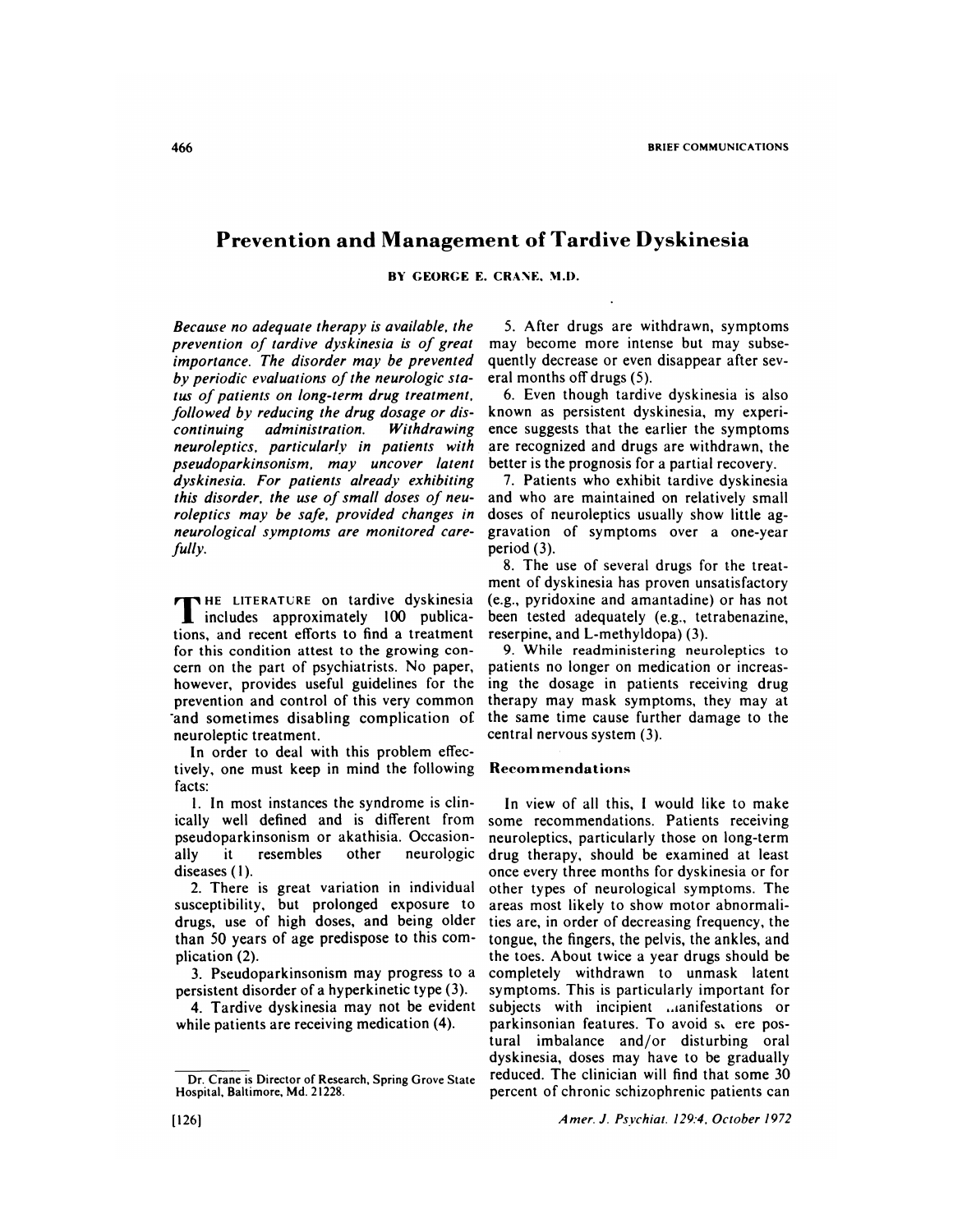# Prevention and Management of Tardive Dyskinesia

BY GEORGE E. CRANE, M.D.

*Because no adequate therapy is available, the prevention of tardive dyskinesia is of great importance. The disorder may be prevented by periodic evaluations of the neurologic status of patients on long-term drug treatment, followed by reducing the drug dosage or discontinuing administration. Withdrawing neuroleptics, particularly in patients with pseudoparkinsonism, may uncover latent dyskinesia. For patients already exhibiting this disorder, the use of small doses of neuroleptics may be safe, provided changes in neurological symptoms are monitored carefully.*

THE LITERATURE on tardive dyskinesia includes approximately 100 publications, and recent efforts to find a treatment for this condition attest to the growing concern on the part of psychiatrists. No paper, however, provides useful guidelines for the prevention and control of this very common and sometimes disabling complication of neuroleptic treatment.

In order to deal with this problem effectively, one must keep in mind the following facts:

1. In most instances the syndrome is clinically well defined and is different from pseudoparkinsonism or akathisia. Occasionally it resembles other neurologic diseases (1).

2. There is great variation in individual susceptibility, but prolonged exposure to drugs, use of high doses, and being older than 50 years of age predispose to this complication (2).

3. Pseudoparkinsonism may progress to a persistent disorder of a hyperkinetic type (3).

4. Tardive dyskinesia may not be evident while patients are receiving medication (4).

5. After drugs are withdrawn, symptoms may become more intense but may subsequently decrease or even disappear after several months off drugs (5).

6. Even though tardive dyskinesia is also known as persistent dyskinesia, my experience suggests that the earlier the symptoms are recognized and drugs are withdrawn, the better is the prognosis for a partial recovery.

7. Patients who exhibit tardive dyskinesia and who are maintained on relatively small doses of neuroleptics usually show little aggravation of symptoms over a one-year period (3).

8. The use of several drugs for the treatment of dyskinesia has proven unsatisfactory (e.g., pyridoxine and amantadine) or has not been tested adequately (e.g., tetrabenazine, reserpine, and L-methyldopa) (3).

9. While readministering neuroleptics to patients no longer on medication or increasing the dosage in patients receiving drug therapy may mask symptoms, they may at the same time cause further damage to the central nervous system (3).

## Recommendations

In view of all this, I would like to make some recommendations. Patients receiving neuroleptics, particularly those on long-term drug therapy, should be examined at least once every three months for dyskinesia or for other types of neurological symptoms. The areas most likely to show motor abnormalities are, in order of decreasing frequency, the tongue, the fingers, the pelvis, the ankles, and the toes. About twice a year drugs should be completely withdrawn to unmask latent symptoms. This is particularly important for subjects with incipient manifestations or parkinsonian features. To avoid severe postural imbalance and/or disturbing oral dyskinesia, doses may have to be gradually reduced. The clinician will find that some 30 percent of chronic schizophrenic patients can

Dr. Crane is Director of Research, Spring Grove State Hospital, Baltimore, Md. 21228.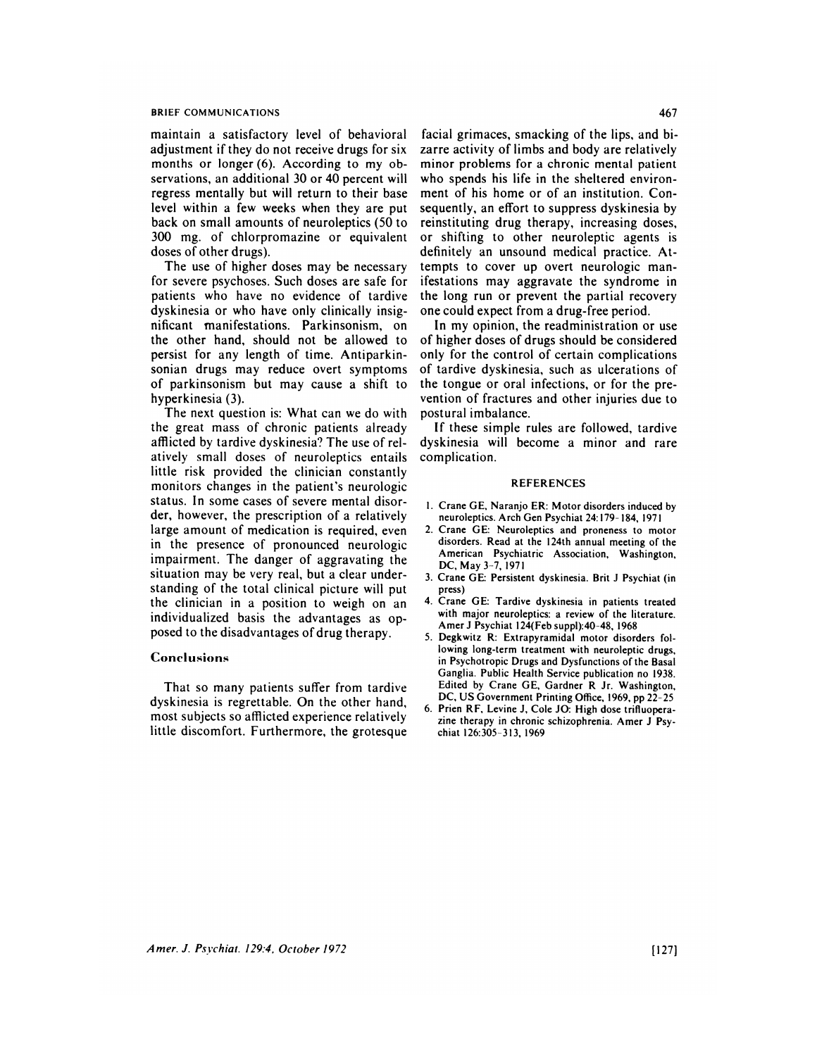maintain a satisfactory level of behavioral adjustment if they do not receive drugs for six months or longer (6). According to my observations, an additional 30 or 40 percent will regress mentally but will return to their base level within a few weeks when they are put back on small amounts of neuroleptics (50 to 300 mg. of chlorpromazine or equivalent doses of other drugs).

The use of higher doses may be necessary for severe psychoses. Such doses are safe for patients who have no evidence of tardive dyskinesia or who have only clinically insignificant manifestations. Parkinsonism, on the other hand, should not be allowed to persist for any length of time. Antiparkinsonian drugs may reduce overt symptoms of parkinsonism but may cause a shift to hyperkinesia (3).

The next question is: What can we do with the great mass of chronic patients already afflicted by tardive dyskinesia? The use of relatively small doses of neuroleptics entails little risk provided the clinician constantly monitors changes in the patient's neurologic status. In some cases of severe mental disorder, however, the prescription of a relatively large amount of medication is required, even in the presence of pronounced neurologic impairment. The danger of aggravating the situation may be very real, but a clear understanding of the total clinical picture will put the clinician in a position to weigh on an individualized basis the advantages as opposed to the disadvantages of drug therapy.

## Conclusions

That so many patients suffer from tardive dyskinesia is regrettable. On the other hand, most subjects so afflicted experience relatively little discomfort. Furthermore, the grotesque facial grimaces, smacking of the lips, and bizarre activity of limbs and body are relatively minor problems for a chronic mental patient who spends his life in the sheltered environment of his home or of an institution. Consequently, an effort to suppress dyskinesia by reinstituting drug therapy, increasing doses, or shifting to other neuroleptic agents is definitely an unsound medical practice. Attempts to cover up overt neurologic manifestations may aggravate the syndrome in the long run or prevent the partial recovery one could expect from a drug-free period.

In my opinion, the readministration or use of higher doses of drugs should be considered only for the control of certain complications of tardive dyskinesia, such as ulcerations of the tongue or oral infections, or for the prevention of fractures and other injuries due to postural imbalance.

If these simple rules are followed, tardive dyskinesia will become a minor and rare complication.

## REFERENCES

1. Crane GE, Naranjo ER: Motor disorders induced by neuroleptics. Arch Gen Psychiat 24:179-184, 1971
2. Crane GE: Neuroleptics and proneness to motor disorders. Read at the 124th annual meeting of the American Psychiatric Association, Washington, DC, May 3-7, 1971
3. Crane GE: Persistent dyskinesia. Brit J Psychiat (in press)
4. Crane GE: Tardive dyskinesia in patients treated with major neuroleptics: a review of the literature. Amer J Psychiat 124(Feb suppl):40-48, 1968
5. Degkwitz R: Extrapyramidal motor disorders following long-term treatment with neuroleptic drugs, in Psychotropic Drugs and Dysfunctions of the Basal Ganglia. Public Health Service publication no 1938. Edited by Crane GE, Gardner R Jr. Washington, DC, US Government Printing Office, 1969, pp 22-25
6. Prien RF, Levine J, Cole JO: High dose trifluoperazine therapy in chronic schizophrenia. Amer J Psychiat 126:305-313, 1969